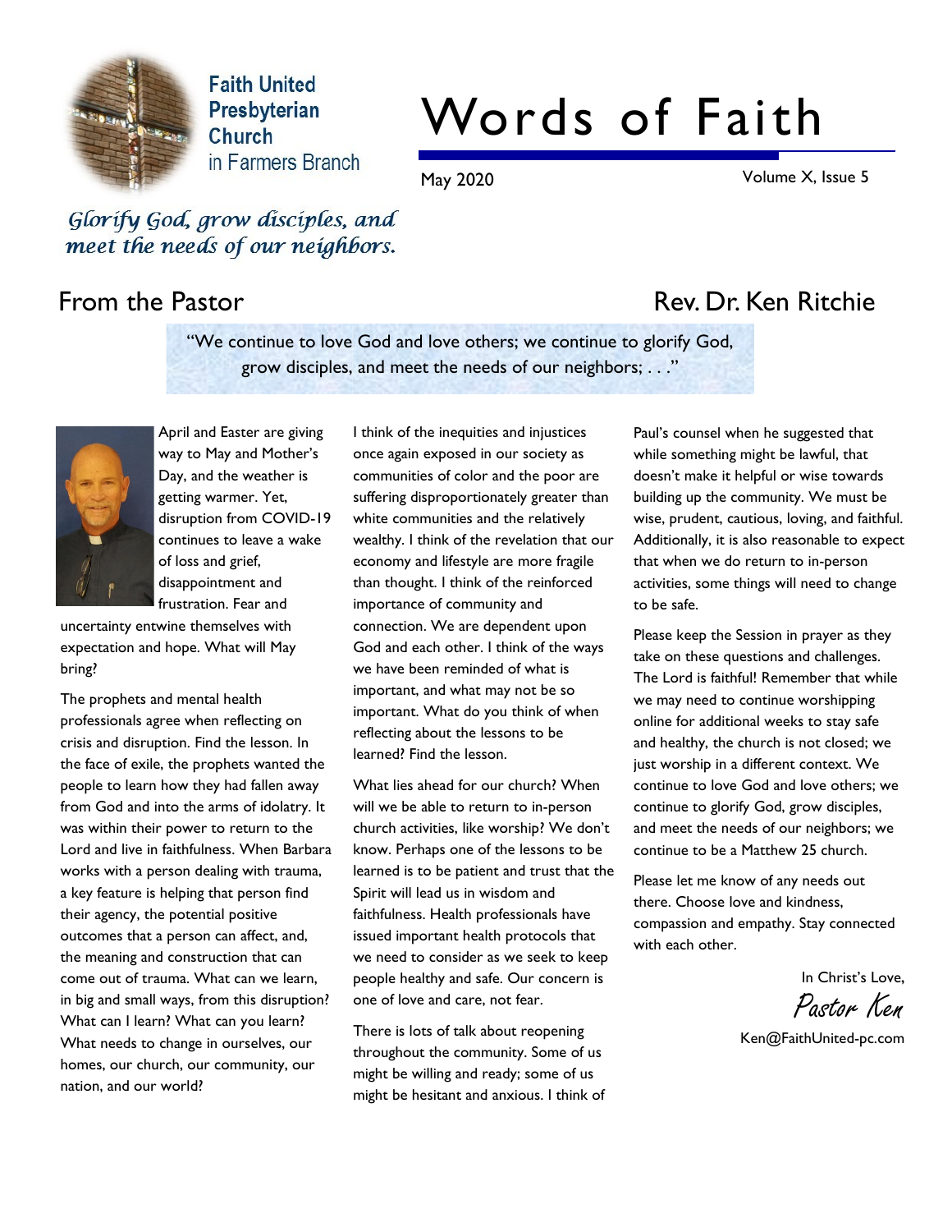Faith United Presbyterian Church in Farmers Branch

# Words of Faith

May 2020 Volume X, Issue 5

*Glorify God, grow disciples, and meet the needs of our neighbors.*

## From the Pastor

**Rev. Dr. Ken Ritchie**

> "We continue to love God and love others; we continue to glorify God, grow disciples, and meet the needs of our neighbors; . . ."

April and Easter are giving way to May and Mother's Day, and the weather is getting warmer. Yet, disruption from COVID-19 continues to leave a wake of loss and grief, disappointment and frustration. Fear and uncertainty entwine themselves with expectation and hope. What will May bring?

The prophets and mental health professionals agree when reflecting on crisis and disruption. Find the lesson. In the face of exile, the prophets wanted the people to learn how they had fallen away from God and into the arms of idolatry. It was within their power to return to the Lord and live in faithfulness. When Barbara works with a person dealing with trauma, a key feature is helping that person find their agency, the potential positive outcomes that a person can affect, and, the meaning and construction that can come out of trauma. What can we learn, in big and small ways, from this disruption? What can I learn? What can you learn? What needs to change in ourselves, our homes, our church, our community, our nation, and our world?

I think of the inequities and injustices once again exposed in our society as communities of color and the poor are suffering disproportionately greater than white communities and the relatively wealthy. I think of the revelation that our economy and lifestyle are more fragile than thought. I think of the reinforced importance of community and connection. We are dependent upon God and each other. I think of the ways we have been reminded of what is important, and what may not be so important. What do you think of when reflecting about the lessons to be learned? Find the lesson.

What lies ahead for our church? When will we be able to return to in-person church activities, like worship? We don't know. Perhaps one of the lessons to be learned is to be patient and trust that the Spirit will lead us in wisdom and faithfulness. Health professionals have issued important health protocols that we need to consider as we seek to keep people healthy and safe. Our concern is one of love and care, not fear.

There is lots of talk about reopening throughout the community. Some of us might be willing and ready; some of us might be hesitant and anxious. I think of Paul's counsel when he suggested that while something might be lawful, that doesn't make it helpful or wise towards building up the community. We must be wise, prudent, cautious, loving, and faithful. Additionally, it is also reasonable to expect that when we do return to in-person activities, some things will need to change to be safe.

Please keep the Session in prayer as they take on these questions and challenges. The Lord is faithful! Remember that while we may need to continue worshipping online for additional weeks to stay safe and healthy, the church is not closed; we just worship in a different context. We continue to love God and love others; we continue to glorify God, grow disciples, and meet the needs of our neighbors; we continue to be a Matthew 25 church.

Please let me know of any needs out there. Choose love and kindness, compassion and empathy. Stay connected with each other.

In Christ's Love,

*Pastor Ken*

Ken@FaithUnited-pc.com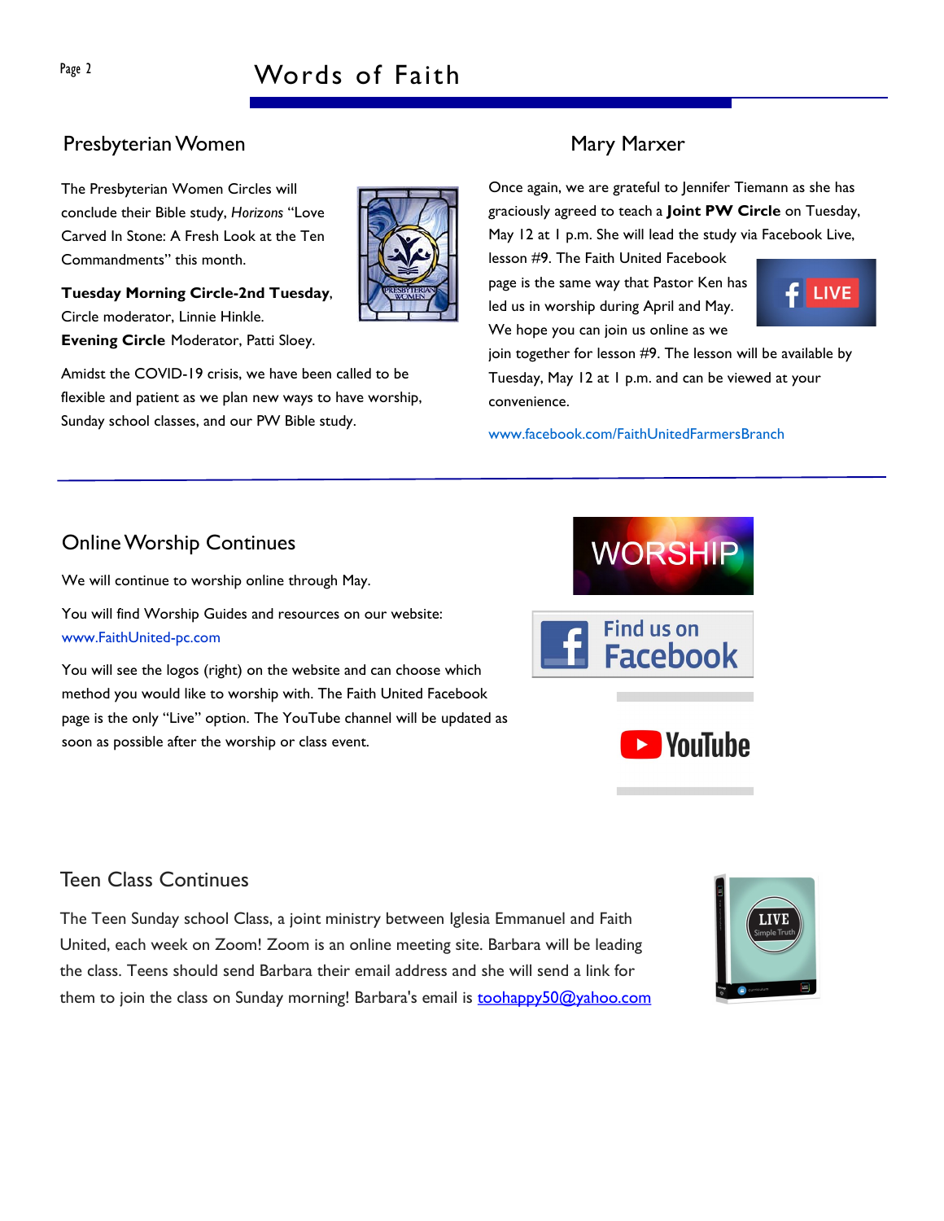## Presbyterian Women

The Presbyterian Women Circles will conclude their Bible study, *Horizons* "Love Carved In Stone: A Fresh Look at the Ten Commandments" this month.

**Tuesday Morning Circle-2nd Tuesday**, Circle moderator, Linnie Hinkle.
**Evening Circle** Moderator, Patti Sloey.

Amidst the COVID-19 crisis, we have been called to be flexible and patient as we plan new ways to have worship, Sunday school classes, and our PW Bible study.

## Mary Marxer

Once again, we are grateful to Jennifer Tiemann as she has graciously agreed to teach a **Joint PW Circle** on Tuesday, May 12 at 1 p.m. She will lead the study via Facebook Live, lesson #9. The Faith United Facebook page is the same way that Pastor Ken has led us in worship during April and May. We hope you can join us online as we join together for lesson #9. The lesson will be available by Tuesday, May 12 at 1 p.m. and can be viewed at your convenience.

www.facebook.com/FaithUnitedFarmersBranch

## Online Worship Continues

We will continue to worship online through May.

You will find Worship Guides and resources on our website: www.FaithUnited-pc.com

You will see the logos (right) on the website and can choose which method you would like to worship with. The Faith United Facebook page is the only "Live" option. The YouTube channel will be updated as soon as possible after the worship or class event.

## Teen Class Continues

The Teen Sunday school Class, a joint ministry between Iglesia Emmanuel and Faith United, each week on Zoom! Zoom is an online meeting site. Barbara will be leading the class. Teens should send Barbara their email address and she will send a link for them to join the class on Sunday morning! Barbara's email is toohappy50@yahoo.com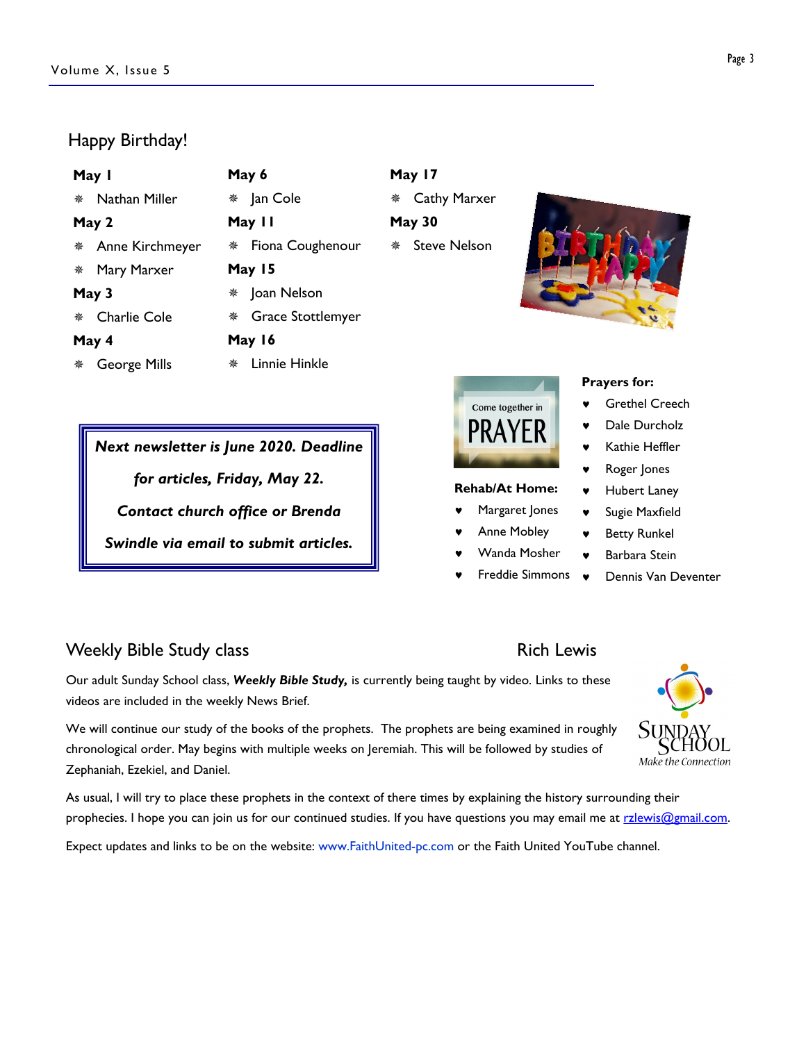## Happy Birthday!

**May 1**
- Nathan Miller

**May 2**
- Anne Kirchmeyer
- Mary Marxer

**May 3**
- Charlie Cole

**May 4**
- George Mills

**May 6**
- Jan Cole

**May 11**
- Fiona Coughenour

**May 15**
- Joan Nelson
- Grace Stottlemyer

**May 16**
- Linnie Hinkle

**May 17**
- Cathy Marxer

**May 30**
- Steve Nelson

***Next newsletter is June 2020. Deadline for articles, Friday, May 22. Contact church office or Brenda Swindle via email to submit articles.***

**Rehab/At Home:**
- Margaret Jones
- Anne Mobley
- Wanda Mosher
- Freddie Simmons

**Prayers for:**
- Grethel Creech
- Dale Durcholz
- Kathie Heffler
- Roger Jones
- Hubert Laney
- Sugie Maxfield
- Betty Runkel
- Barbara Stein
- Dennis Van Deventer

## Weekly Bible Study class — Rich Lewis

Our adult Sunday School class, ***Weekly Bible Study,*** is currently being taught by video. Links to these videos are included in the weekly News Brief.

We will continue our study of the books of the prophets. The prophets are being examined in roughly chronological order. May begins with multiple weeks on Jeremiah. This will be followed by studies of Zephaniah, Ezekiel, and Daniel.

As usual, I will try to place these prophets in the context of there times by explaining the history surrounding their prophecies. I hope you can join us for our continued studies. If you have questions you may email me at rzlewis@gmail.com.

Expect updates and links to be on the website: www.FaithUnited-pc.com or the Faith United YouTube channel.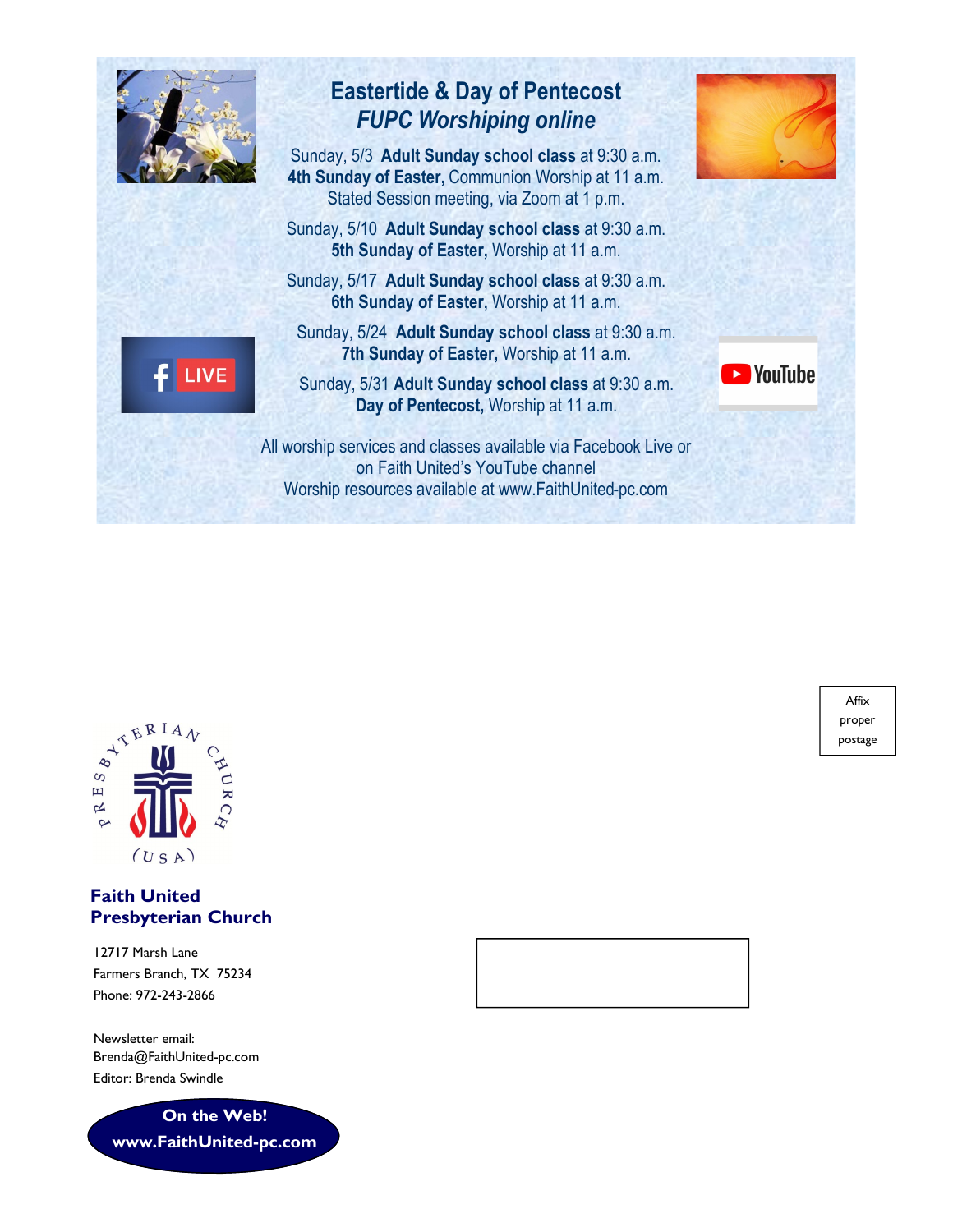## Eastertide & Day of Pentecost

### *FUPC Worshiping online*

Sunday, 5/3 **Adult Sunday school class** at 9:30 a.m.
**4th Sunday of Easter,** Communion Worship at 11 a.m.
Stated Session meeting, via Zoom at 1 p.m.

Sunday, 5/10 **Adult Sunday school class** at 9:30 a.m.
**5th Sunday of Easter,** Worship at 11 a.m.

Sunday, 5/17 **Adult Sunday school class** at 9:30 a.m.
**6th Sunday of Easter,** Worship at 11 a.m.

Sunday, 5/24 **Adult Sunday school class** at 9:30 a.m.
**7th Sunday of Easter,** Worship at 11 a.m.

Sunday, 5/31 **Adult Sunday school class** at 9:30 a.m.
**Day of Pentecost,** Worship at 11 a.m.

All worship services and classes available via Facebook Live or on Faith United's YouTube channel
Worship resources available at www.FaithUnited-pc.com

Affix proper postage

**Faith United Presbyterian Church**

12717 Marsh Lane
Farmers Branch, TX 75234
Phone: 972-243-2866

Newsletter email:
Brenda@FaithUnited-pc.com
Editor: Brenda Swindle

**On the Web!**
**www.FaithUnited-pc.com**